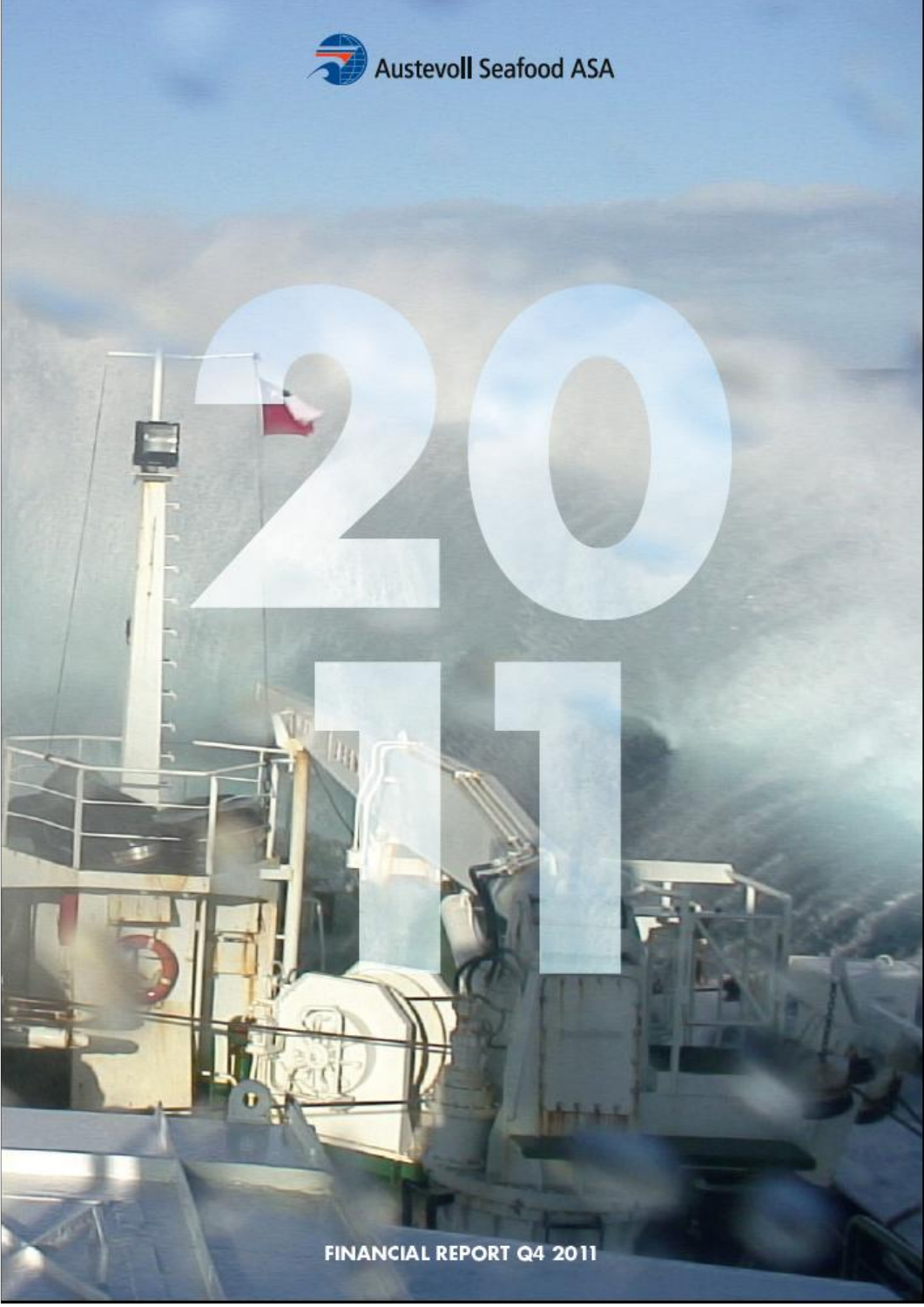Austevoll Seafood ASA

# 2011

FINANCIAL REPORT Q4 2011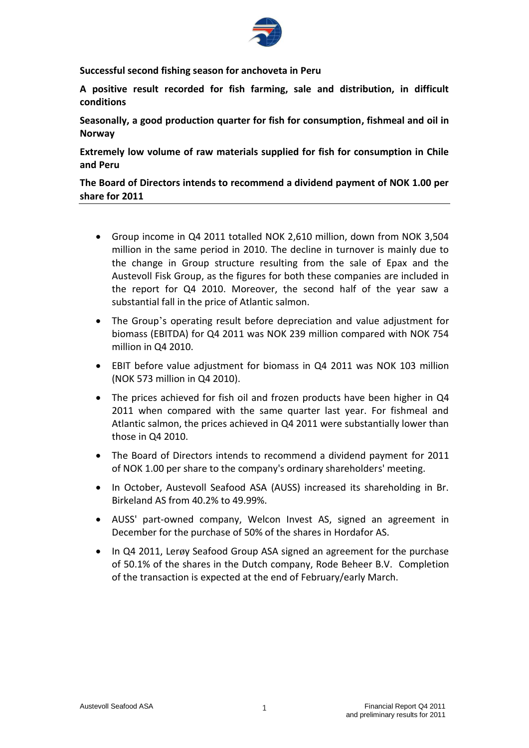**Successful second fishing season for anchoveta in Peru**

**A positive result recorded for fish farming, sale and distribution, in difficult conditions**

**Seasonally, a good production quarter for fish for consumption, fishmeal and oil in Norway**

**Extremely low volume of raw materials supplied for fish for consumption in Chile and Peru**

**The Board of Directors intends to recommend a dividend payment of NOK 1.00 per share for 2011**

---

- Group income in Q4 2011 totalled NOK 2,610 million, down from NOK 3,504 million in the same period in 2010. The decline in turnover is mainly due to the change in Group structure resulting from the sale of Epax and the Austevoll Fisk Group, as the figures for both these companies are included in the report for Q4 2010. Moreover, the second half of the year saw a substantial fall in the price of Atlantic salmon.
- The Group's operating result before depreciation and value adjustment for biomass (EBITDA) for Q4 2011 was NOK 239 million compared with NOK 754 million in Q4 2010.
- EBIT before value adjustment for biomass in Q4 2011 was NOK 103 million (NOK 573 million in Q4 2010).
- The prices achieved for fish oil and frozen products have been higher in Q4 2011 when compared with the same quarter last year. For fishmeal and Atlantic salmon, the prices achieved in Q4 2011 were substantially lower than those in Q4 2010.
- The Board of Directors intends to recommend a dividend payment for 2011 of NOK 1.00 per share to the company's ordinary shareholders' meeting.
- In October, Austevoll Seafood ASA (AUSS) increased its shareholding in Br. Birkeland AS from 40.2% to 49.99%.
- AUSS' part-owned company, Welcon Invest AS, signed an agreement in December for the purchase of 50% of the shares in Hordafor AS.
- In Q4 2011, Lerøy Seafood Group ASA signed an agreement for the purchase of 50.1% of the shares in the Dutch company, Rode Beheer B.V. Completion of the transaction is expected at the end of February/early March.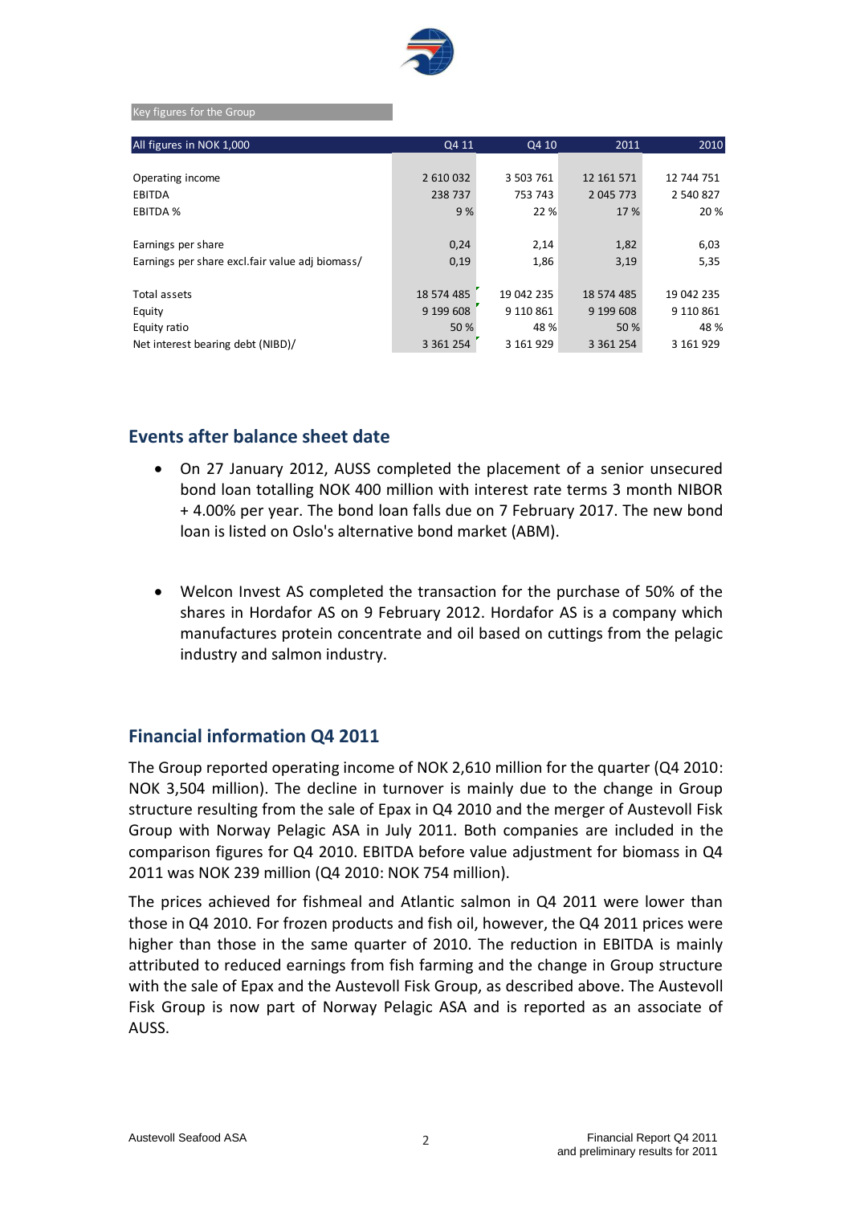Key figures for the Group

| All figures in NOK 1,000 | Q4 11 | Q4 10 | 2011 | 2010 |
|---|---|---|---|---|
| Operating income | 2 610 032 | 3 503 761 | 12 161 571 | 12 744 751 |
| EBITDA | 238 737 | 753 743 | 2 045 773 | 2 540 827 |
| EBITDA % | 9 % | 22 % | 17 % | 20 % |
| Earnings per share | 0,24 | 2,14 | 1,82 | 6,03 |
| Earnings per share excl.fair value adj biomass/ | 0,19 | 1,86 | 3,19 | 5,35 |
| Total assets | 18 574 485 | 19 042 235 | 18 574 485 | 19 042 235 |
| Equity | 9 199 608 | 9 110 861 | 9 199 608 | 9 110 861 |
| Equity ratio | 50 % | 48 % | 50 % | 48 % |
| Net interest bearing debt (NIBD)/ | 3 361 254 | 3 161 929 | 3 361 254 | 3 161 929 |

## Events after balance sheet date

- On 27 January 2012, AUSS completed the placement of a senior unsecured bond loan totalling NOK 400 million with interest rate terms 3 month NIBOR + 4.00% per year. The bond loan falls due on 7 February 2017. The new bond loan is listed on Oslo's alternative bond market (ABM).

- Welcon Invest AS completed the transaction for the purchase of 50% of the shares in Hordafor AS on 9 February 2012. Hordafor AS is a company which manufactures protein concentrate and oil based on cuttings from the pelagic industry and salmon industry.

## Financial information Q4 2011

The Group reported operating income of NOK 2,610 million for the quarter (Q4 2010: NOK 3,504 million). The decline in turnover is mainly due to the change in Group structure resulting from the sale of Epax in Q4 2010 and the merger of Austevoll Fisk Group with Norway Pelagic ASA in July 2011. Both companies are included in the comparison figures for Q4 2010. EBITDA before value adjustment for biomass in Q4 2011 was NOK 239 million (Q4 2010: NOK 754 million).

The prices achieved for fishmeal and Atlantic salmon in Q4 2011 were lower than those in Q4 2010. For frozen products and fish oil, however, the Q4 2011 prices were higher than those in the same quarter of 2010. The reduction in EBITDA is mainly attributed to reduced earnings from fish farming and the change in Group structure with the sale of Epax and the Austevoll Fisk Group, as described above. The Austevoll Fisk Group is now part of Norway Pelagic ASA and is reported as an associate of AUSS.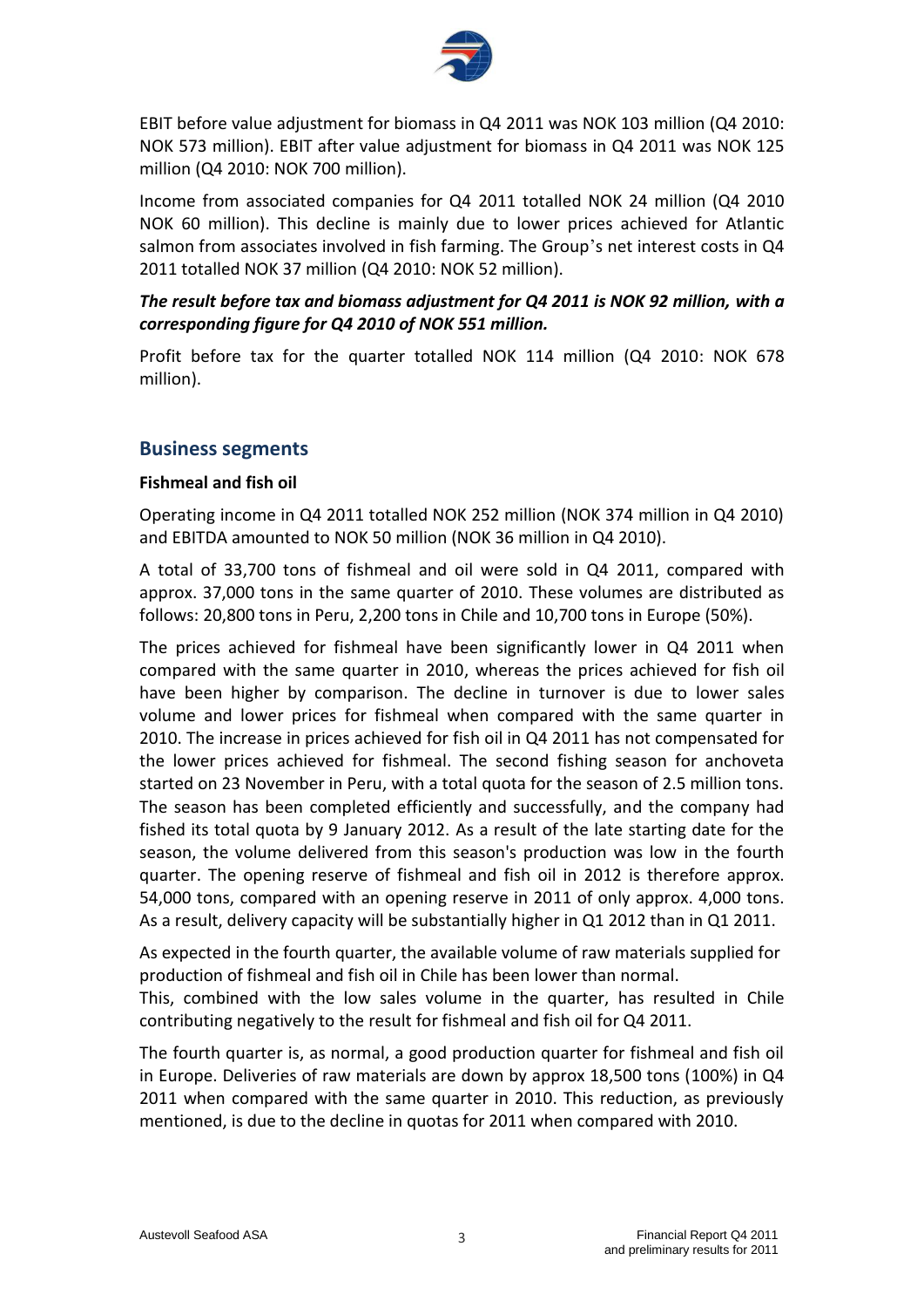EBIT before value adjustment for biomass in Q4 2011 was NOK 103 million (Q4 2010: NOK 573 million). EBIT after value adjustment for biomass in Q4 2011 was NOK 125 million (Q4 2010: NOK 700 million).

Income from associated companies for Q4 2011 totalled NOK 24 million (Q4 2010 NOK 60 million). This decline is mainly due to lower prices achieved for Atlantic salmon from associates involved in fish farming. The Group's net interest costs in Q4 2011 totalled NOK 37 million (Q4 2010: NOK 52 million).

***The result before tax and biomass adjustment for Q4 2011 is NOK 92 million, with a corresponding figure for Q4 2010 of NOK 551 million.***

Profit before tax for the quarter totalled NOK 114 million (Q4 2010: NOK 678 million).

## Business segments

**Fishmeal and fish oil**

Operating income in Q4 2011 totalled NOK 252 million (NOK 374 million in Q4 2010) and EBITDA amounted to NOK 50 million (NOK 36 million in Q4 2010).

A total of 33,700 tons of fishmeal and oil were sold in Q4 2011, compared with approx. 37,000 tons in the same quarter of 2010. These volumes are distributed as follows: 20,800 tons in Peru, 2,200 tons in Chile and 10,700 tons in Europe (50%).

The prices achieved for fishmeal have been significantly lower in Q4 2011 when compared with the same quarter in 2010, whereas the prices achieved for fish oil have been higher by comparison. The decline in turnover is due to lower sales volume and lower prices for fishmeal when compared with the same quarter in 2010. The increase in prices achieved for fish oil in Q4 2011 has not compensated for the lower prices achieved for fishmeal. The second fishing season for anchoveta started on 23 November in Peru, with a total quota for the season of 2.5 million tons. The season has been completed efficiently and successfully, and the company had fished its total quota by 9 January 2012. As a result of the late starting date for the season, the volume delivered from this season's production was low in the fourth quarter. The opening reserve of fishmeal and fish oil in 2012 is therefore approx. 54,000 tons, compared with an opening reserve in 2011 of only approx. 4,000 tons. As a result, delivery capacity will be substantially higher in Q1 2012 than in Q1 2011.

As expected in the fourth quarter, the available volume of raw materials supplied for production of fishmeal and fish oil in Chile has been lower than normal.
This, combined with the low sales volume in the quarter, has resulted in Chile contributing negatively to the result for fishmeal and fish oil for Q4 2011.

The fourth quarter is, as normal, a good production quarter for fishmeal and fish oil in Europe. Deliveries of raw materials are down by approx 18,500 tons (100%) in Q4 2011 when compared with the same quarter in 2010. This reduction, as previously mentioned, is due to the decline in quotas for 2011 when compared with 2010.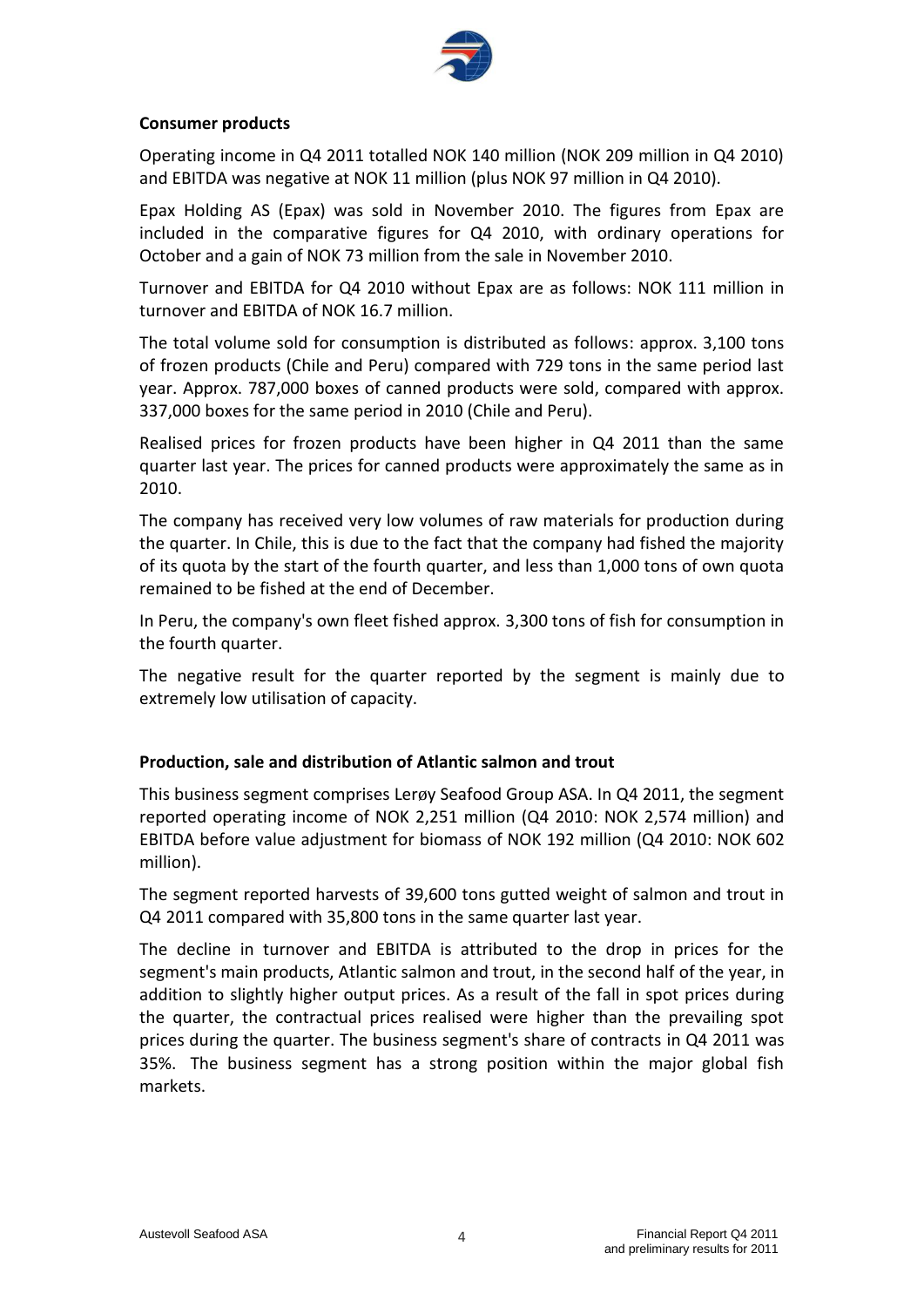## Consumer products

Operating income in Q4 2011 totalled NOK 140 million (NOK 209 million in Q4 2010) and EBITDA was negative at NOK 11 million (plus NOK 97 million in Q4 2010).

Epax Holding AS (Epax) was sold in November 2010. The figures from Epax are included in the comparative figures for Q4 2010, with ordinary operations for October and a gain of NOK 73 million from the sale in November 2010.

Turnover and EBITDA for Q4 2010 without Epax are as follows: NOK 111 million in turnover and EBITDA of NOK 16.7 million.

The total volume sold for consumption is distributed as follows: approx. 3,100 tons of frozen products (Chile and Peru) compared with 729 tons in the same period last year. Approx. 787,000 boxes of canned products were sold, compared with approx. 337,000 boxes for the same period in 2010 (Chile and Peru).

Realised prices for frozen products have been higher in Q4 2011 than the same quarter last year. The prices for canned products were approximately the same as in 2010.

The company has received very low volumes of raw materials for production during the quarter. In Chile, this is due to the fact that the company had fished the majority of its quota by the start of the fourth quarter, and less than 1,000 tons of own quota remained to be fished at the end of December.

In Peru, the company's own fleet fished approx. 3,300 tons of fish for consumption in the fourth quarter.

The negative result for the quarter reported by the segment is mainly due to extremely low utilisation of capacity.

## Production, sale and distribution of Atlantic salmon and trout

This business segment comprises Lerøy Seafood Group ASA. In Q4 2011, the segment reported operating income of NOK 2,251 million (Q4 2010: NOK 2,574 million) and EBITDA before value adjustment for biomass of NOK 192 million (Q4 2010: NOK 602 million).

The segment reported harvests of 39,600 tons gutted weight of salmon and trout in Q4 2011 compared with 35,800 tons in the same quarter last year.

The decline in turnover and EBITDA is attributed to the drop in prices for the segment's main products, Atlantic salmon and trout, in the second half of the year, in addition to slightly higher output prices. As a result of the fall in spot prices during the quarter, the contractual prices realised were higher than the prevailing spot prices during the quarter. The business segment's share of contracts in Q4 2011 was 35%. The business segment has a strong position within the major global fish markets.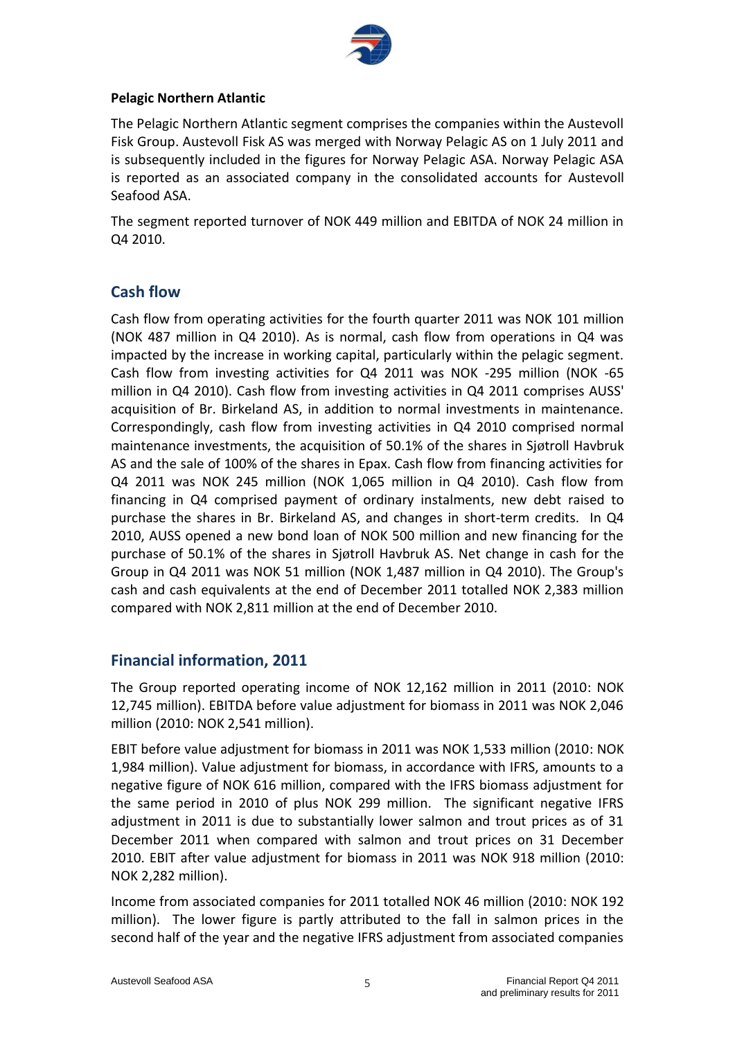**Pelagic Northern Atlantic**

The Pelagic Northern Atlantic segment comprises the companies within the Austevoll Fisk Group. Austevoll Fisk AS was merged with Norway Pelagic AS on 1 July 2011 and is subsequently included in the figures for Norway Pelagic ASA. Norway Pelagic ASA is reported as an associated company in the consolidated accounts for Austevoll Seafood ASA.

The segment reported turnover of NOK 449 million and EBITDA of NOK 24 million in Q4 2010.

## Cash flow

Cash flow from operating activities for the fourth quarter 2011 was NOK 101 million (NOK 487 million in Q4 2010). As is normal, cash flow from operations in Q4 was impacted by the increase in working capital, particularly within the pelagic segment. Cash flow from investing activities for Q4 2011 was NOK -295 million (NOK -65 million in Q4 2010). Cash flow from investing activities in Q4 2011 comprises AUSS' acquisition of Br. Birkeland AS, in addition to normal investments in maintenance. Correspondingly, cash flow from investing activities in Q4 2010 comprised normal maintenance investments, the acquisition of 50.1% of the shares in Sjøtroll Havbruk AS and the sale of 100% of the shares in Epax. Cash flow from financing activities for Q4 2011 was NOK 245 million (NOK 1,065 million in Q4 2010). Cash flow from financing in Q4 comprised payment of ordinary instalments, new debt raised to purchase the shares in Br. Birkeland AS, and changes in short-term credits. In Q4 2010, AUSS opened a new bond loan of NOK 500 million and new financing for the purchase of 50.1% of the shares in Sjøtroll Havbruk AS. Net change in cash for the Group in Q4 2011 was NOK 51 million (NOK 1,487 million in Q4 2010). The Group's cash and cash equivalents at the end of December 2011 totalled NOK 2,383 million compared with NOK 2,811 million at the end of December 2010.

## Financial information, 2011

The Group reported operating income of NOK 12,162 million in 2011 (2010: NOK 12,745 million). EBITDA before value adjustment for biomass in 2011 was NOK 2,046 million (2010: NOK 2,541 million).

EBIT before value adjustment for biomass in 2011 was NOK 1,533 million (2010: NOK 1,984 million). Value adjustment for biomass, in accordance with IFRS, amounts to a negative figure of NOK 616 million, compared with the IFRS biomass adjustment for the same period in 2010 of plus NOK 299 million. The significant negative IFRS adjustment in 2011 is due to substantially lower salmon and trout prices as of 31 December 2011 when compared with salmon and trout prices on 31 December 2010. EBIT after value adjustment for biomass in 2011 was NOK 918 million (2010: NOK 2,282 million).

Income from associated companies for 2011 totalled NOK 46 million (2010: NOK 192 million). The lower figure is partly attributed to the fall in salmon prices in the second half of the year and the negative IFRS adjustment from associated companies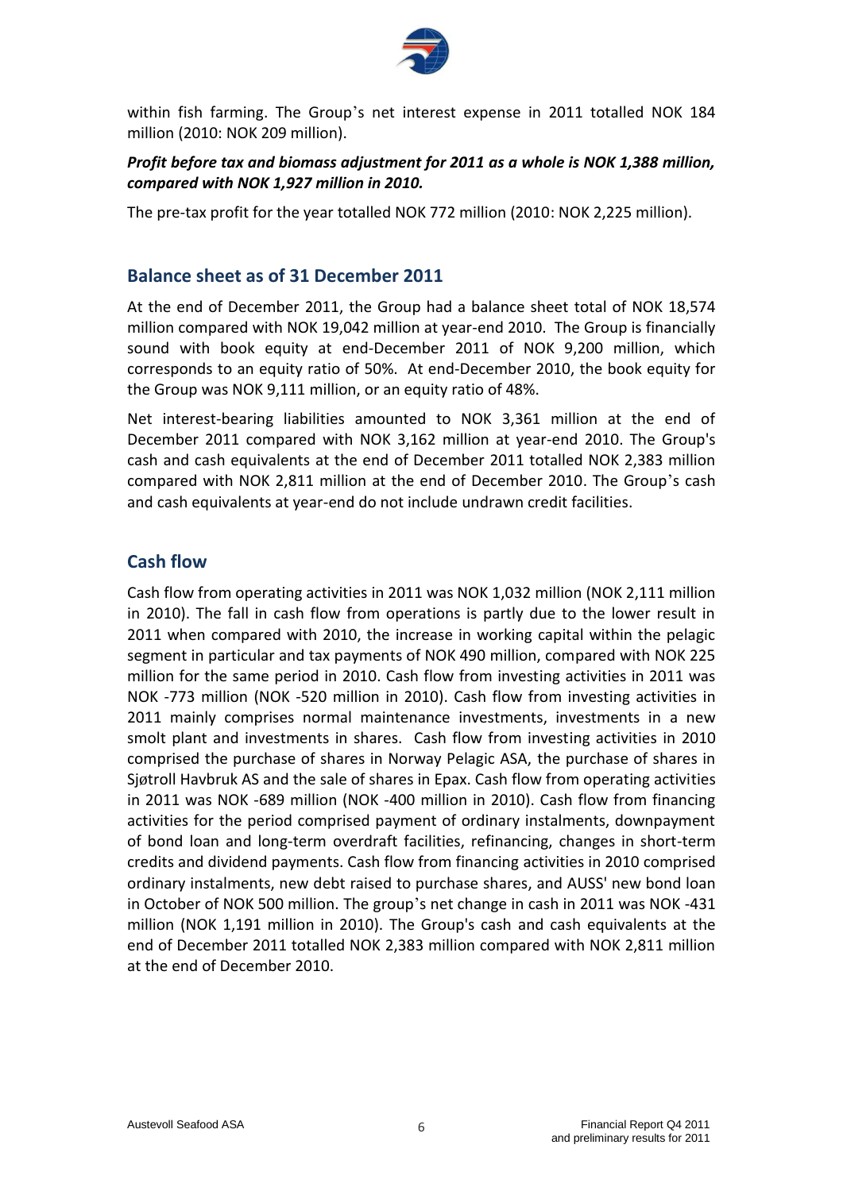within fish farming. The Group's net interest expense in 2011 totalled NOK 184 million (2010: NOK 209 million).

***Profit before tax and biomass adjustment for 2011 as a whole is NOK 1,388 million, compared with NOK 1,927 million in 2010.***

The pre-tax profit for the year totalled NOK 772 million (2010: NOK 2,225 million).

## Balance sheet as of 31 December 2011

At the end of December 2011, the Group had a balance sheet total of NOK 18,574 million compared with NOK 19,042 million at year-end 2010. The Group is financially sound with book equity at end-December 2011 of NOK 9,200 million, which corresponds to an equity ratio of 50%. At end-December 2010, the book equity for the Group was NOK 9,111 million, or an equity ratio of 48%.

Net interest-bearing liabilities amounted to NOK 3,361 million at the end of December 2011 compared with NOK 3,162 million at year-end 2010. The Group's cash and cash equivalents at the end of December 2011 totalled NOK 2,383 million compared with NOK 2,811 million at the end of December 2010. The Group's cash and cash equivalents at year-end do not include undrawn credit facilities.

## Cash flow

Cash flow from operating activities in 2011 was NOK 1,032 million (NOK 2,111 million in 2010). The fall in cash flow from operations is partly due to the lower result in 2011 when compared with 2010, the increase in working capital within the pelagic segment in particular and tax payments of NOK 490 million, compared with NOK 225 million for the same period in 2010. Cash flow from investing activities in 2011 was NOK -773 million (NOK -520 million in 2010). Cash flow from investing activities in 2011 mainly comprises normal maintenance investments, investments in a new smolt plant and investments in shares. Cash flow from investing activities in 2010 comprised the purchase of shares in Norway Pelagic ASA, the purchase of shares in Sjøtroll Havbruk AS and the sale of shares in Epax. Cash flow from operating activities in 2011 was NOK -689 million (NOK -400 million in 2010). Cash flow from financing activities for the period comprised payment of ordinary instalments, downpayment of bond loan and long-term overdraft facilities, refinancing, changes in short-term credits and dividend payments. Cash flow from financing activities in 2010 comprised ordinary instalments, new debt raised to purchase shares, and AUSS' new bond loan in October of NOK 500 million. The group's net change in cash in 2011 was NOK -431 million (NOK 1,191 million in 2010). The Group's cash and cash equivalents at the end of December 2011 totalled NOK 2,383 million compared with NOK 2,811 million at the end of December 2010.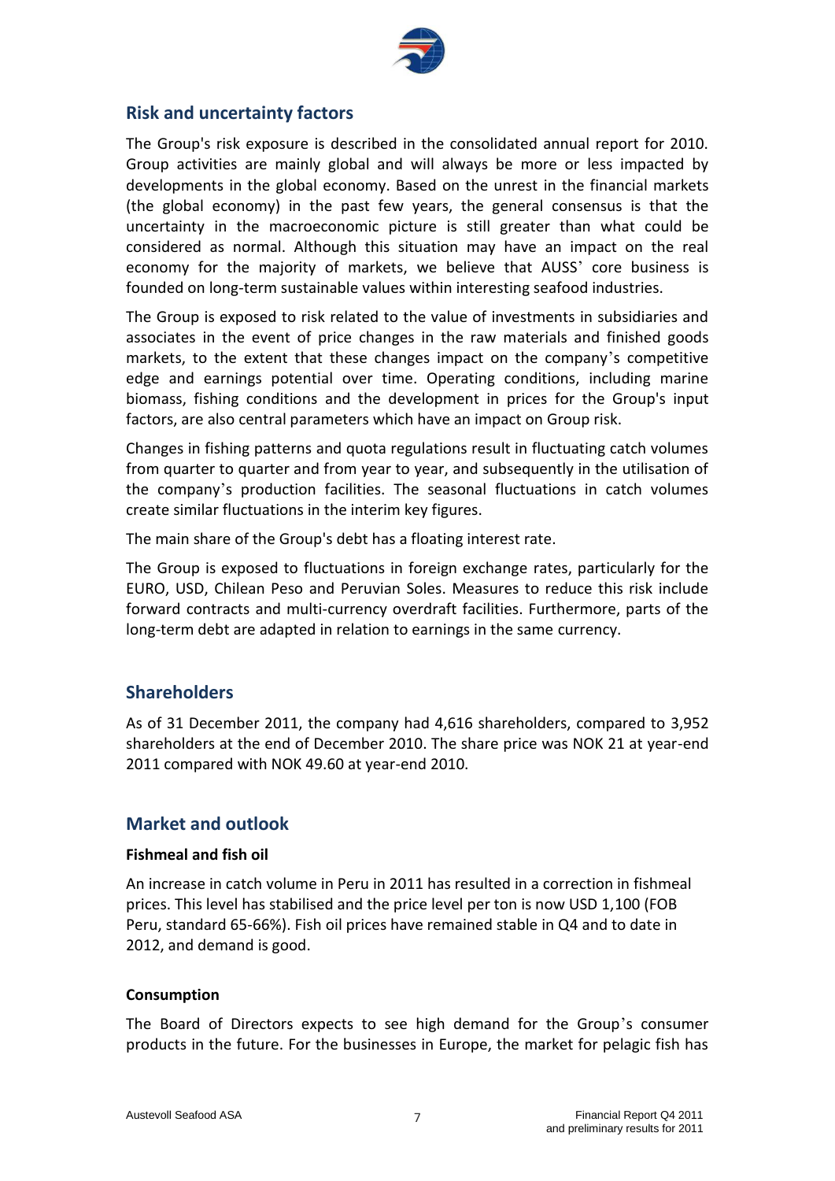## Risk and uncertainty factors

The Group's risk exposure is described in the consolidated annual report for 2010. Group activities are mainly global and will always be more or less impacted by developments in the global economy. Based on the unrest in the financial markets (the global economy) in the past few years, the general consensus is that the uncertainty in the macroeconomic picture is still greater than what could be considered as normal. Although this situation may have an impact on the real economy for the majority of markets, we believe that AUSS' core business is founded on long-term sustainable values within interesting seafood industries.

The Group is exposed to risk related to the value of investments in subsidiaries and associates in the event of price changes in the raw materials and finished goods markets, to the extent that these changes impact on the company's competitive edge and earnings potential over time. Operating conditions, including marine biomass, fishing conditions and the development in prices for the Group's input factors, are also central parameters which have an impact on Group risk.

Changes in fishing patterns and quota regulations result in fluctuating catch volumes from quarter to quarter and from year to year, and subsequently in the utilisation of the company's production facilities. The seasonal fluctuations in catch volumes create similar fluctuations in the interim key figures.

The main share of the Group's debt has a floating interest rate.

The Group is exposed to fluctuations in foreign exchange rates, particularly for the EURO, USD, Chilean Peso and Peruvian Soles. Measures to reduce this risk include forward contracts and multi-currency overdraft facilities. Furthermore, parts of the long-term debt are adapted in relation to earnings in the same currency.

## Shareholders

As of 31 December 2011, the company had 4,616 shareholders, compared to 3,952 shareholders at the end of December 2010. The share price was NOK 21 at year-end 2011 compared with NOK 49.60 at year-end 2010.

## Market and outlook

### Fishmeal and fish oil

An increase in catch volume in Peru in 2011 has resulted in a correction in fishmeal prices. This level has stabilised and the price level per ton is now USD 1,100 (FOB Peru, standard 65-66%). Fish oil prices have remained stable in Q4 and to date in 2012, and demand is good.

### Consumption

The Board of Directors expects to see high demand for the Group's consumer products in the future. For the businesses in Europe, the market for pelagic fish has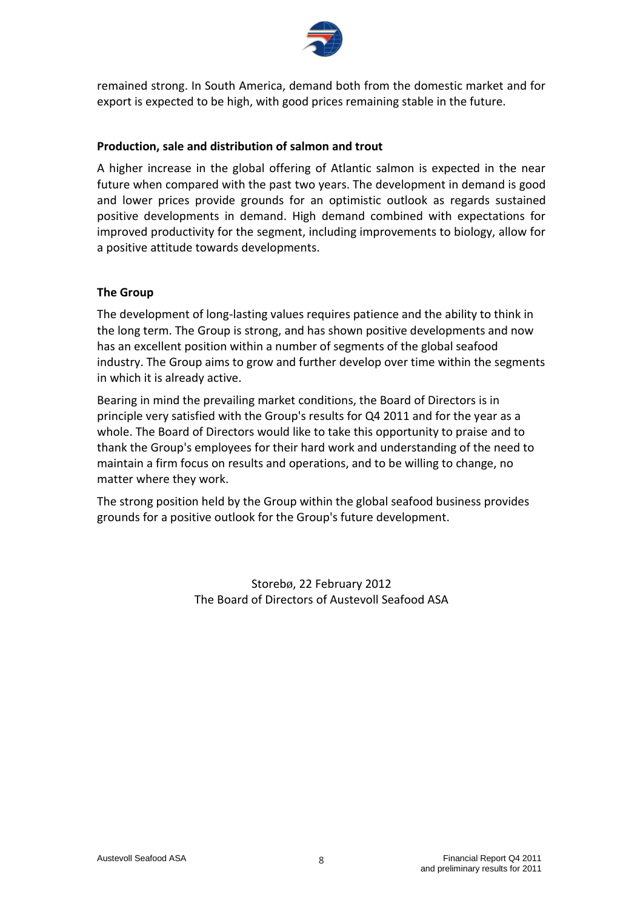remained strong. In South America, demand both from the domestic market and for export is expected to be high, with good prices remaining stable in the future.

**Production, sale and distribution of salmon and trout**

A higher increase in the global offering of Atlantic salmon is expected in the near future when compared with the past two years. The development in demand is good and lower prices provide grounds for an optimistic outlook as regards sustained positive developments in demand. High demand combined with expectations for improved productivity for the segment, including improvements to biology, allow for a positive attitude towards developments.

**The Group**

The development of long-lasting values requires patience and the ability to think in the long term. The Group is strong, and has shown positive developments and now has an excellent position within a number of segments of the global seafood industry. The Group aims to grow and further develop over time within the segments in which it is already active.

Bearing in mind the prevailing market conditions, the Board of Directors is in principle very satisfied with the Group's results for Q4 2011 and for the year as a whole. The Board of Directors would like to take this opportunity to praise and to thank the Group's employees for their hard work and understanding of the need to maintain a firm focus on results and operations, and to be willing to change, no matter where they work.

The strong position held by the Group within the global seafood business provides grounds for a positive outlook for the Group's future development.

Storebø, 22 February 2012
The Board of Directors of Austevoll Seafood ASA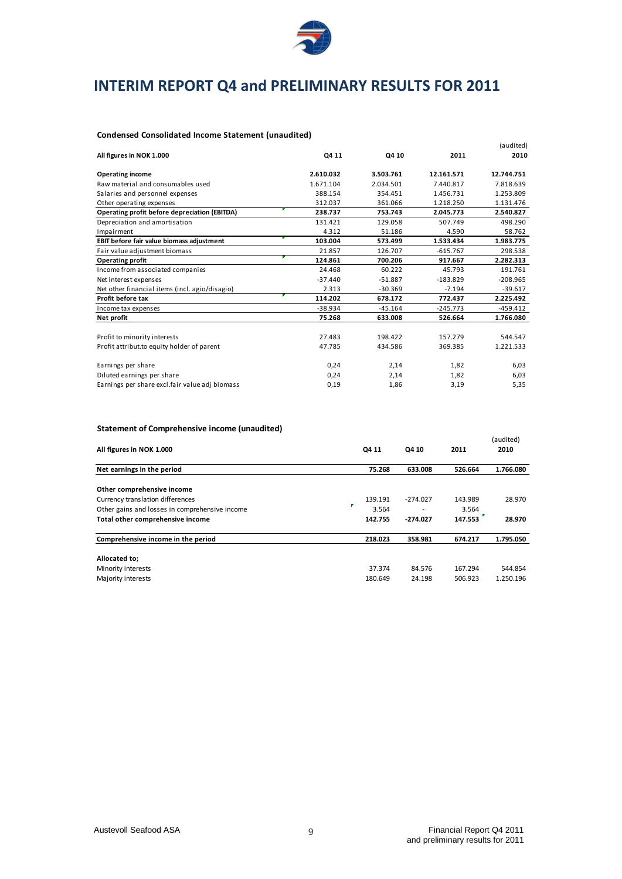# INTERIM REPORT Q4 and PRELIMINARY RESULTS FOR 2011

### Condensed Consolidated Income Statement (unaudited)

| All figures in NOK 1.000 | Q4 11 | Q4 10 | 2011 | (audited) 2010 |
|---|---|---|---|---|
| **Operating income** | **2.610.032** | **3.503.761** | **12.161.571** | **12.744.751** |
| Raw material and consumables used | 1.671.104 | 2.034.501 | 7.440.817 | 7.818.639 |
| Salaries and personnel expenses | 388.154 | 354.451 | 1.456.731 | 1.253.809 |
| Other operating expenses | 312.037 | 361.066 | 1.218.250 | 1.131.476 |
| **Operating profit before depreciation (EBITDA)** | **238.737** | **753.743** | **2.045.773** | **2.540.827** |
| Depreciation and amortisation | 131.421 | 129.058 | 507.749 | 498.290 |
| Impairment | 4.312 | 51.186 | 4.590 | 58.762 |
| **EBIT before fair value biomass adjustment** | **103.004** | **573.499** | **1.533.434** | **1.983.775** |
| Fair value adjustment biomass | 21.857 | 126.707 | -615.767 | 298.538 |
| **Operating profit** | **124.861** | **700.206** | **917.667** | **2.282.313** |
| Income from associated companies | 24.468 | 60.222 | 45.793 | 191.761 |
| Net interest expenses | -37.440 | -51.887 | -183.829 | -208.965 |
| Net other financial items (incl. agio/disagio) | 2.313 | -30.369 | -7.194 | -39.617 |
| **Profit before tax** | **114.202** | **678.172** | **772.437** | **2.225.492** |
| Income tax expenses | -38.934 | -45.164 | -245.773 | -459.412 |
| **Net profit** | **75.268** | **633.008** | **526.664** | **1.766.080** |
| | | | | |
| Profit to minority interests | 27.483 | 198.422 | 157.279 | 544.547 |
| Profit attribut.to equity holder of parent | 47.785 | 434.586 | 369.385 | 1.221.533 |
| | | | | |
| Earnings per share | 0,24 | 2,14 | 1,82 | 6,03 |
| Diluted earnings per share | 0,24 | 2,14 | 1,82 | 6,03 |
| Earnings per share excl.fair value adj biomass | 0,19 | 1,86 | 3,19 | 5,35 |

### Statement of Comprehensive income (unaudited)

| All figures in NOK 1.000 | Q4 11 | Q4 10 | 2011 | (audited) 2010 |
|---|---|---|---|---|
| **Net earnings in the period** | **75.268** | **633.008** | **526.664** | **1.766.080** |
| | | | | |
| **Other comprehensive income** | | | | |
| Currency translation differences | 139.191 | -274.027 | 143.989 | 28.970 |
| Other gains and losses in comprehensive income | 3.564 | - | 3.564 | |
| **Total other comprehensive income** | **142.755** | **-274.027** | **147.553** | **28.970** |
| | | | | |
| **Comprehensive income in the period** | **218.023** | **358.981** | **674.217** | **1.795.050** |
| | | | | |
| **Allocated to;** | | | | |
| Minority interests | 37.374 | 84.576 | 167.294 | 544.854 |
| Majority interests | 180.649 | 24.198 | 506.923 | 1.250.196 |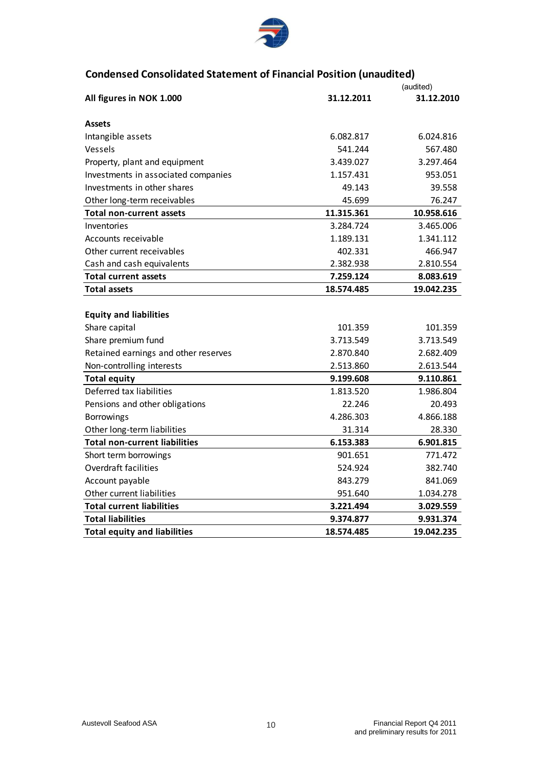## Condensed Consolidated Statement of Financial Position (unaudited)

| All figures in NOK 1.000 | 31.12.2011 | (audited) 31.12.2010 |
|---|---|---|
| **Assets** | | |
| Intangible assets | 6.082.817 | 6.024.816 |
| Vessels | 541.244 | 567.480 |
| Property, plant and equipment | 3.439.027 | 3.297.464 |
| Investments in associated companies | 1.157.431 | 953.051 |
| Investments in other shares | 49.143 | 39.558 |
| Other long-term receivables | 45.699 | 76.247 |
| **Total non-current assets** | **11.315.361** | **10.958.616** |
| Inventories | 3.284.724 | 3.465.006 |
| Accounts receivable | 1.189.131 | 1.341.112 |
| Other current receivables | 402.331 | 466.947 |
| Cash and cash equivalents | 2.382.938 | 2.810.554 |
| **Total current assets** | **7.259.124** | **8.083.619** |
| **Total assets** | **18.574.485** | **19.042.235** |
| | | |
| **Equity and liabilities** | | |
| Share capital | 101.359 | 101.359 |
| Share premium fund | 3.713.549 | 3.713.549 |
| Retained earnings and other reserves | 2.870.840 | 2.682.409 |
| Non-controlling interests | 2.513.860 | 2.613.544 |
| **Total equity** | **9.199.608** | **9.110.861** |
| Deferred tax liabilities | 1.813.520 | 1.986.804 |
| Pensions and other obligations | 22.246 | 20.493 |
| Borrowings | 4.286.303 | 4.866.188 |
| Other long-term liabilities | 31.314 | 28.330 |
| **Total non-current liabilities** | **6.153.383** | **6.901.815** |
| Short term borrowings | 901.651 | 771.472 |
| Overdraft facilities | 524.924 | 382.740 |
| Account payable | 843.279 | 841.069 |
| Other current liabilities | 951.640 | 1.034.278 |
| **Total current liabilities** | **3.221.494** | **3.029.559** |
| **Total liabilities** | **9.374.877** | **9.931.374** |
| **Total equity and liabilities** | **18.574.485** | **19.042.235** |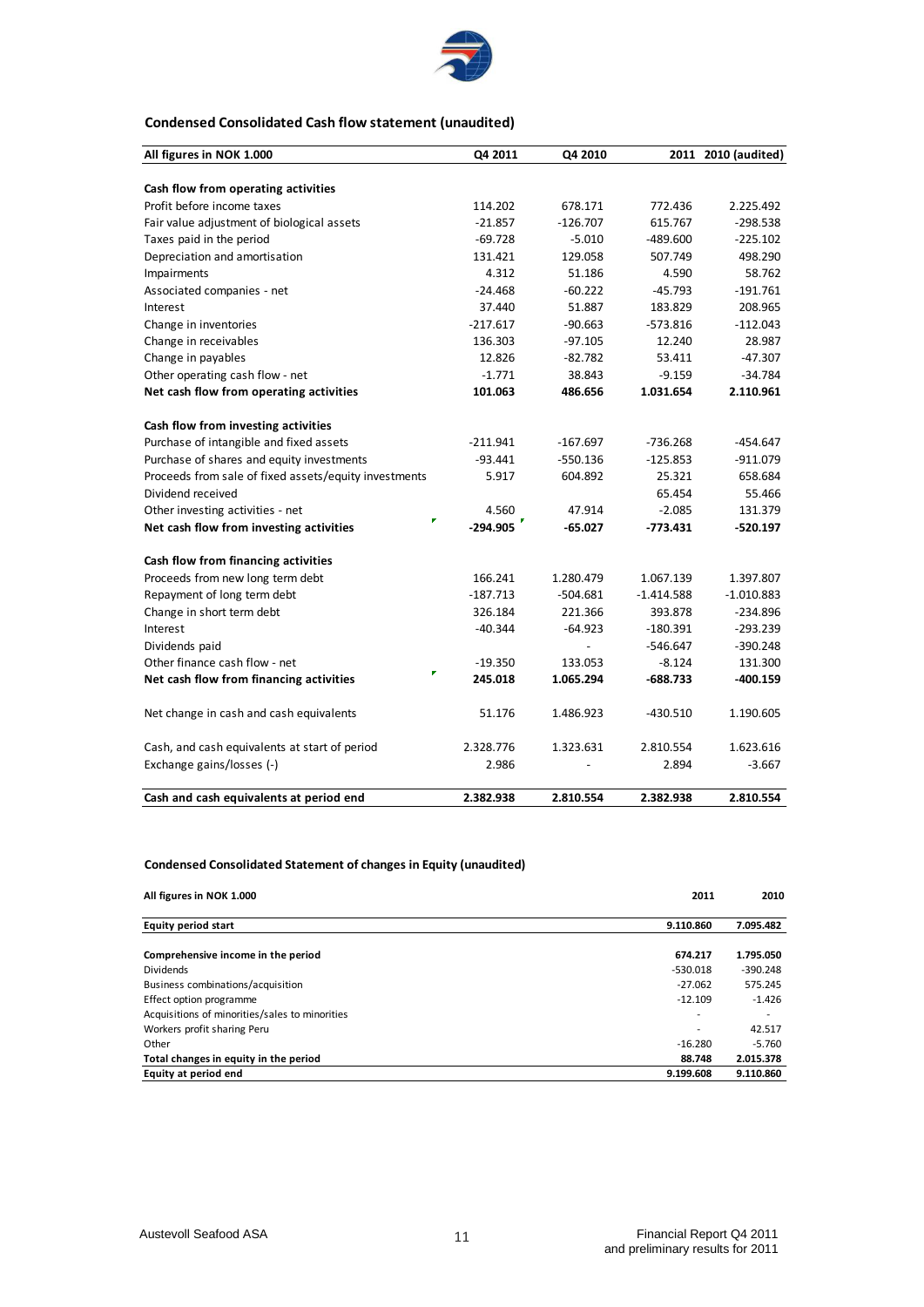### Condensed Consolidated Cash flow statement (unaudited)

| All figures in NOK 1.000 | Q4 2011 | Q4 2010 | 2011 | 2010 (audited) |
|---|---|---|---|---|
| **Cash flow from operating activities** | | | | |
| Profit before income taxes | 114.202 | 678.171 | 772.436 | 2.225.492 |
| Fair value adjustment of biological assets | -21.857 | -126.707 | 615.767 | -298.538 |
| Taxes paid in the period | -69.728 | -5.010 | -489.600 | -225.102 |
| Depreciation and amortisation | 131.421 | 129.058 | 507.749 | 498.290 |
| Impairments | 4.312 | 51.186 | 4.590 | 58.762 |
| Associated companies - net | -24.468 | -60.222 | -45.793 | -191.761 |
| Interest | 37.440 | 51.887 | 183.829 | 208.965 |
| Change in inventories | -217.617 | -90.663 | -573.816 | -112.043 |
| Change in receivables | 136.303 | -97.105 | 12.240 | 28.987 |
| Change in payables | 12.826 | -82.782 | 53.411 | -47.307 |
| Other operating cash flow - net | -1.771 | 38.843 | -9.159 | -34.784 |
| **Net cash flow from operating activities** | **101.063** | **486.656** | **1.031.654** | **2.110.961** |
| **Cash flow from investing activities** | | | | |
| Purchase of intangible and fixed assets | -211.941 | -167.697 | -736.268 | -454.647 |
| Purchase of shares and equity investments | -93.441 | -550.136 | -125.853 | -911.079 |
| Proceeds from sale of fixed assets/equity investments | 5.917 | 604.892 | 25.321 | 658.684 |
| Dividend received | | | 65.454 | 55.466 |
| Other investing activities - net | 4.560 | 47.914 | -2.085 | 131.379 |
| **Net cash flow from investing activities** | **-294.905** | **-65.027** | **-773.431** | **-520.197** |
| **Cash flow from financing activities** | | | | |
| Proceeds from new long term debt | 166.241 | 1.280.479 | 1.067.139 | 1.397.807 |
| Repayment of long term debt | -187.713 | -504.681 | -1.414.588 | -1.010.883 |
| Change in short term debt | 326.184 | 221.366 | 393.878 | -234.896 |
| Interest | -40.344 | -64.923 | -180.391 | -293.239 |
| Dividends paid | | - | -546.647 | -390.248 |
| Other finance cash flow - net | -19.350 | 133.053 | -8.124 | 131.300 |
| **Net cash flow from financing activities** | **245.018** | **1.065.294** | **-688.733** | **-400.159** |
| Net change in cash and cash equivalents | 51.176 | 1.486.923 | -430.510 | 1.190.605 |
| Cash, and cash equivalents at start of period | 2.328.776 | 1.323.631 | 2.810.554 | 1.623.616 |
| Exchange gains/losses (-) | 2.986 | - | 2.894 | -3.667 |
| **Cash and cash equivalents at period end** | **2.382.938** | **2.810.554** | **2.382.938** | **2.810.554** |

### Condensed Consolidated Statement of changes in Equity (unaudited)

| All figures in NOK 1.000 | 2011 | 2010 |
|---|---|---|
| **Equity period start** | **9.110.860** | **7.095.482** |
| **Comprehensive income in the period** | **674.217** | **1.795.050** |
| Dividends | -530.018 | -390.248 |
| Business combinations/acquisition | -27.062 | 575.245 |
| Effect option programme | -12.109 | -1.426 |
| Acquisitions of minorities/sales to minorities | - | - |
| Workers profit sharing Peru | - | 42.517 |
| Other | -16.280 | -5.760 |
| **Total changes in equity in the period** | **88.748** | **2.015.378** |
| **Equity at period end** | **9.199.608** | **9.110.860** |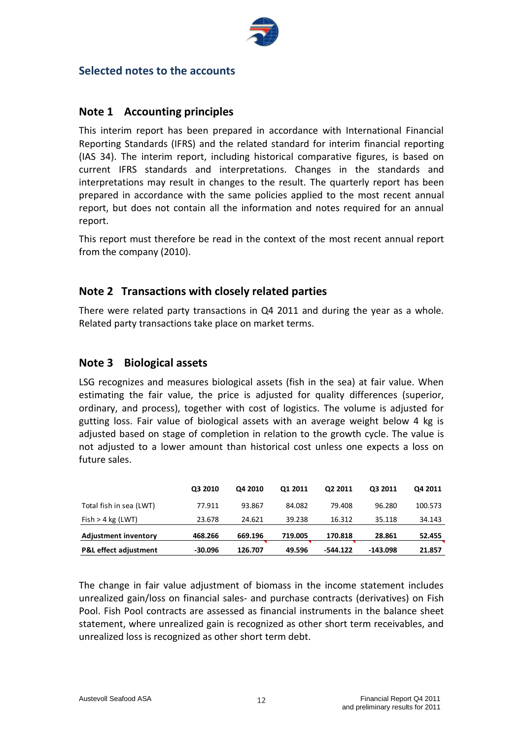## Selected notes to the accounts

### Note 1 Accounting principles

This interim report has been prepared in accordance with International Financial Reporting Standards (IFRS) and the related standard for interim financial reporting (IAS 34). The interim report, including historical comparative figures, is based on current IFRS standards and interpretations. Changes in the standards and interpretations may result in changes to the result. The quarterly report has been prepared in accordance with the same policies applied to the most recent annual report, but does not contain all the information and notes required for an annual report.

This report must therefore be read in the context of the most recent annual report from the company (2010).

### Note 2 Transactions with closely related parties

There were related party transactions in Q4 2011 and during the year as a whole. Related party transactions take place on market terms.

### Note 3 Biological assets

LSG recognizes and measures biological assets (fish in the sea) at fair value. When estimating the fair value, the price is adjusted for quality differences (superior, ordinary, and process), together with cost of logistics. The volume is adjusted for gutting loss. Fair value of biological assets with an average weight below 4 kg is adjusted based on stage of completion in relation to the growth cycle. The value is not adjusted to a lower amount than historical cost unless one expects a loss on future sales.

| | Q3 2010 | Q4 2010 | Q1 2011 | Q2 2011 | Q3 2011 | Q4 2011 |
|---|---|---|---|---|---|---|
| Total fish in sea (LWT) | 77.911 | 93.867 | 84.082 | 79.408 | 96.280 | 100.573 |
| Fish > 4 kg (LWT) | 23.678 | 24.621 | 39.238 | 16.312 | 35.118 | 34.143 |
| **Adjustment inventory** | **468.266** | **669.196** | **719.005** | **170.818** | **28.861** | **52.455** |
| **P&L effect adjustment** | **-30.096** | **126.707** | **49.596** | **-544.122** | **-143.098** | **21.857** |

The change in fair value adjustment of biomass in the income statement includes unrealized gain/loss on financial sales- and purchase contracts (derivatives) on Fish Pool. Fish Pool contracts are assessed as financial instruments in the balance sheet statement, where unrealized gain is recognized as other short term receivables, and unrealized loss is recognized as other short term debt.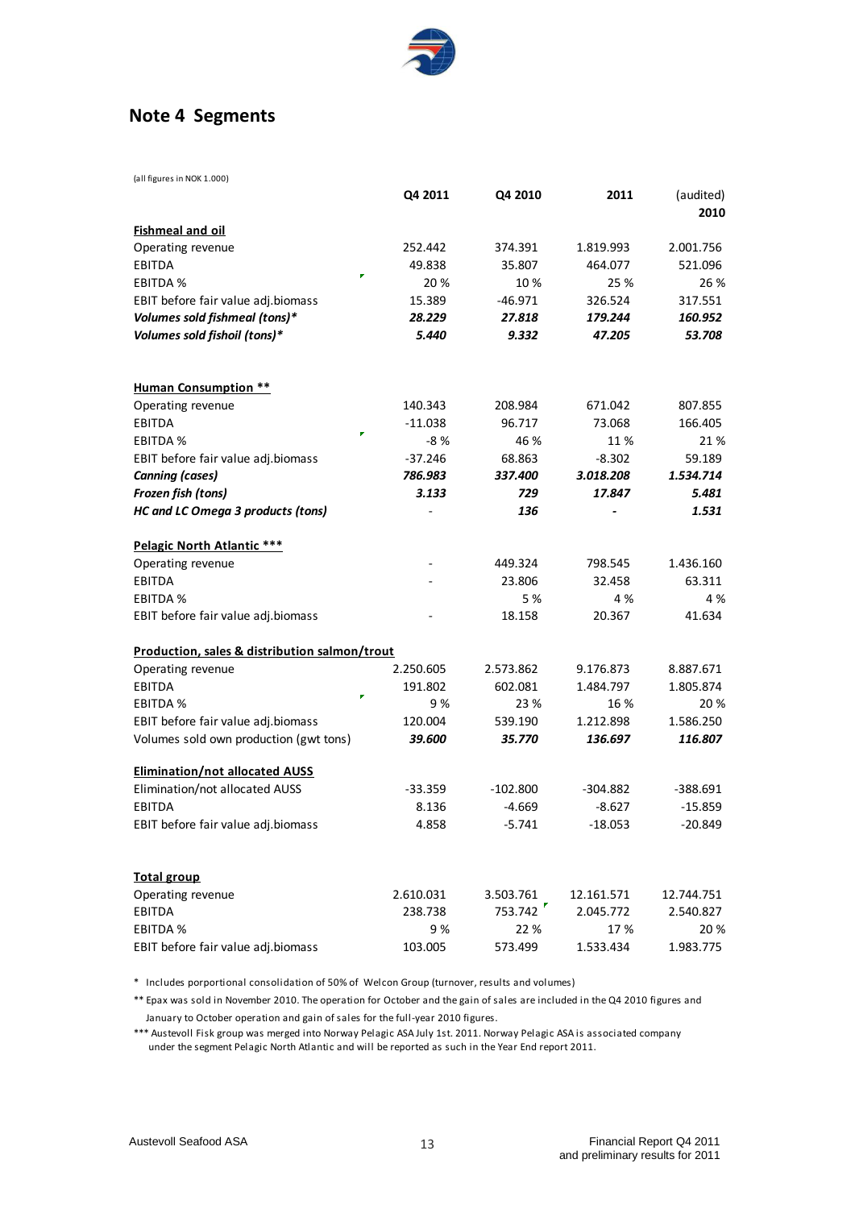## Note 4 Segments

(all figures in NOK 1.000)

| | Q4 2011 | Q4 2010 | 2011 | (audited) 2010 |
|---|---|---|---|---|
| **Fishmeal and oil** | | | | |
| Operating revenue | 252.442 | 374.391 | 1.819.993 | 2.001.756 |
| EBITDA | 49.838 | 35.807 | 464.077 | 521.096 |
| EBITDA % | 20 % | 10 % | 25 % | 26 % |
| EBIT before fair value adj.biomass | 15.389 | -46.971 | 326.524 | 317.551 |
| ***Volumes sold fishmeal (tons)**** | ***28.229*** | ***27.818*** | ***179.244*** | ***160.952*** |
| ***Volumes sold fishoil (tons)**** | ***5.440*** | ***9.332*** | ***47.205*** | ***53.708*** |
| | | | | |
| **Human Consumption **** | | | | |
| Operating revenue | 140.343 | 208.984 | 671.042 | 807.855 |
| EBITDA | -11.038 | 96.717 | 73.068 | 166.405 |
| EBITDA % | -8 % | 46 % | 11 % | 21 % |
| EBIT before fair value adj.biomass | -37.246 | 68.863 | -8.302 | 59.189 |
| ***Canning (cases)*** | ***786.983*** | ***337.400*** | ***3.018.208*** | ***1.534.714*** |
| ***Frozen fish (tons)*** | ***3.133*** | ***729*** | ***17.847*** | ***5.481*** |
| ***HC and LC Omega 3 products (tons)*** | - | ***136*** | - | ***1.531*** |
| | | | | |
| **Pelagic North Atlantic ***** | | | | |
| Operating revenue | - | 449.324 | 798.545 | 1.436.160 |
| EBITDA | - | 23.806 | 32.458 | 63.311 |
| EBITDA % | | 5 % | 4 % | 4 % |
| EBIT before fair value adj.biomass | - | 18.158 | 20.367 | 41.634 |
| | | | | |
| **Production, sales & distribution salmon/trout** | | | | |
| Operating revenue | 2.250.605 | 2.573.862 | 9.176.873 | 8.887.671 |
| EBITDA | 191.802 | 602.081 | 1.484.797 | 1.805.874 |
| EBITDA % | 9 % | 23 % | 16 % | 20 % |
| EBIT before fair value adj.biomass | 120.004 | 539.190 | 1.212.898 | 1.586.250 |
| Volumes sold own production (gwt tons) | ***39.600*** | ***35.770*** | ***136.697*** | ***116.807*** |
| | | | | |
| **Elimination/not allocated AUSS** | | | | |
| Elimination/not allocated AUSS | -33.359 | -102.800 | -304.882 | -388.691 |
| EBITDA | 8.136 | -4.669 | -8.627 | -15.859 |
| EBIT before fair value adj.biomass | 4.858 | -5.741 | -18.053 | -20.849 |
| | | | | |
| **Total group** | | | | |
| Operating revenue | 2.610.031 | 3.503.761 | 12.161.571 | 12.744.751 |
| EBITDA | 238.738 | 753.742 | 2.045.772 | 2.540.827 |
| EBITDA % | 9 % | 22 % | 17 % | 20 % |
| EBIT before fair value adj.biomass | 103.005 | 573.499 | 1.533.434 | 1.983.775 |

\* Includes porportional consolidation of 50% of Welcon Group (turnover, results and volumes)

** Epax was sold in November 2010. The operation for October and the gain of sales are included in the Q4 2010 figures and January to October operation and gain of sales for the full-year 2010 figures.

*** Austevoll Fisk group was merged into Norway Pelagic ASA July 1st. 2011. Norway Pelagic ASA is associated company under the segment Pelagic North Atlantic and will be reported as such in the Year End report 2011.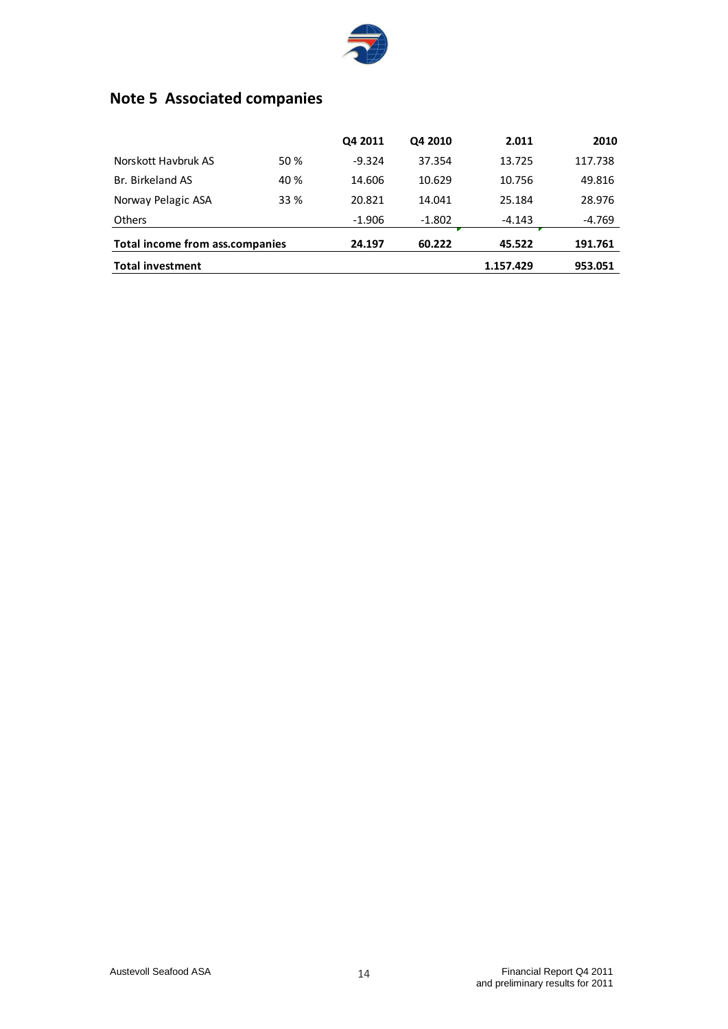## Note 5 Associated companies

| | | Q4 2011 | Q4 2010 | 2.011 | 2010 |
|---|---|---|---|---|---|
| Norskott Havbruk AS | 50 % | -9.324 | 37.354 | 13.725 | 117.738 |
| Br. Birkeland AS | 40 % | 14.606 | 10.629 | 10.756 | 49.816 |
| Norway Pelagic ASA | 33 % | 20.821 | 14.041 | 25.184 | 28.976 |
| Others | | -1.906 | -1.802 | -4.143 | -4.769 |
| **Total income from ass.companies** | | **24.197** | **60.222** | **45.522** | **191.761** |
| **Total investment** | | | | **1.157.429** | **953.051** |